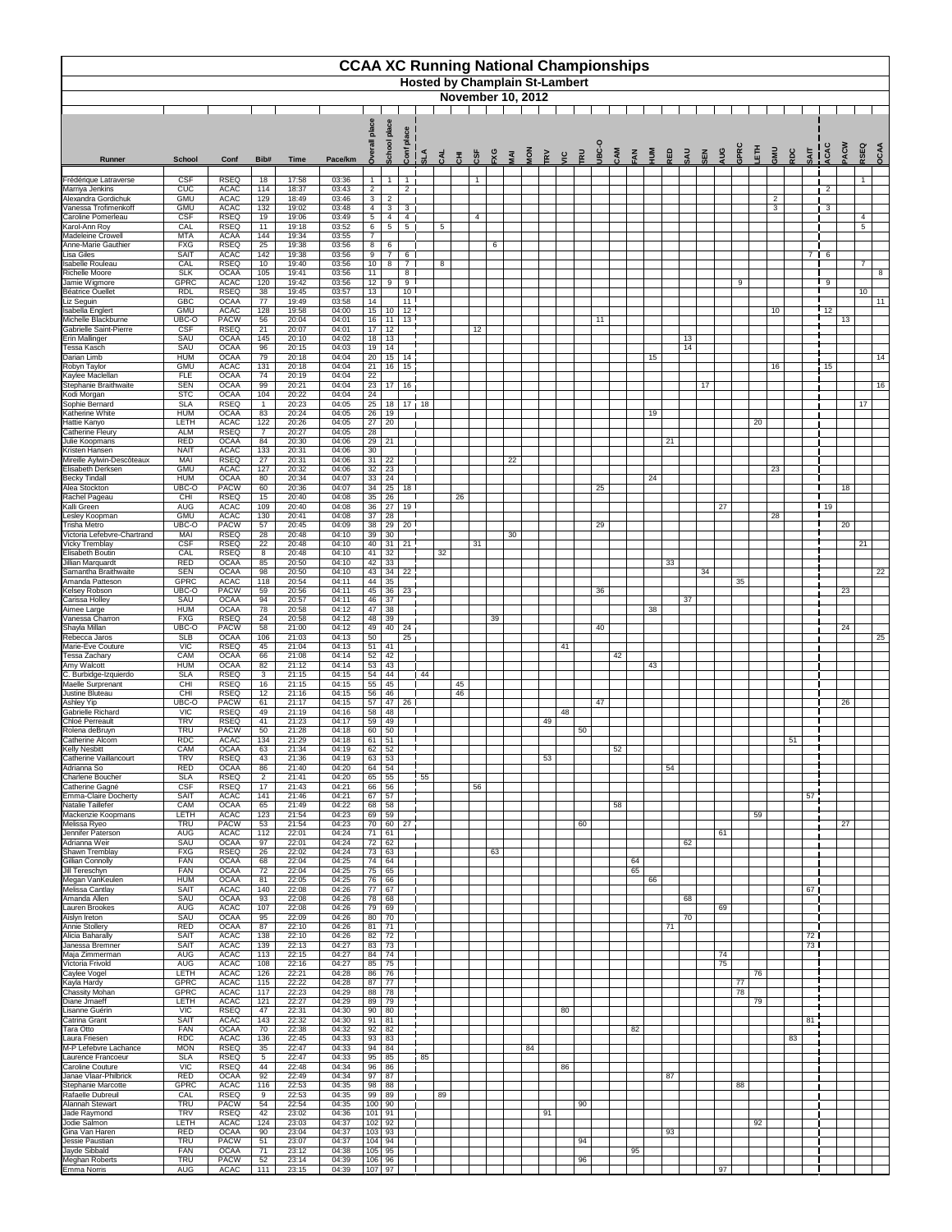# CCAA XC Running National Championships

## Hosted by Champlain St-Lambert

## November 10, 2012

| Runner | School | Conf | Bib# | Time | Pace/km | Overall place | School place | Conf place | SLA | CAL | CHI | CSF | FXG | MAI | MON | TRV | VIC | TRU | UBC-O | CAM | FAN | HUM | RED | SAU | SEN | AUG | GPRC | LETH | GMU | RDC | SAIT | ACAC | PACW | RSEQ | OCAA |
|---|---|---|---|---|---|---|---|---|---|---|---|---|---|---|---|---|---|---|---|---|---|---|---|---|---|---|---|---|---|---|---|---|---|---|---|
| Frédérique Latraverse | CSF | RSEQ | 18 | 17:58 | 03:36 | 1 | 1 | 1 | | | | 1 | | | | | | | | | | | | | | | | | | | | | | 1 | |
| Marriya Jenkins | CUC | ACAC | 114 | 18:37 | 03:43 | 2 | | 2 | | | | | | | | | | | | | | | | | | | | | | | | 2 | | | |
| Alexandra Gordichuk | GMU | ACAC | 129 | 18:49 | 03:46 | 3 | 2 | | | | | | | | | | | | | | | | | | | | | | 2 | | | | | | |
| Vanessa Trofimenkoff | GMU | ACAC | 132 | 19:02 | 03:48 | 4 | 3 | 3 | | | | | | | | | | | | | | | | | | | | | 3 | | | 3 | | | |
| Caroline Pomerleau | CSF | RSEQ | 19 | 19:06 | 03:49 | 5 | 4 | 4 | | | | 4 | | | | | | | | | | | | | | | | | | | | | | 4 | |
| Karol-Ann Roy | CAL | RSEQ | 11 | 19:18 | 03:52 | 6 | 5 | 5 | | 5 | | | | | | | | | | | | | | | | | | | | | | | | 5 | |
| Madeleine Crowell | MTA | ACAA | 144 | 19:34 | 03:55 | 7 | | | | | | | | | | | | | | | | | | | | | | | | | | | | | |
| Anne-Marie Gauthier | FXG | RSEQ | 25 | 19:38 | 03:56 | 8 | 6 | | | | | | 6 | | | | | | | | | | | | | | | | | | | | | | |
| Lisa Giles | SAIT | ACAC | 142 | 19:38 | 03:56 | 9 | 7 | 6 | | | | | | | | | | | | | | | | | | | | | | | 7 | 6 | | | |
| Isabelle Rouleau | CAL | RSEQ | 10 | 19:40 | 03:56 | 10 | 8 | 7 | | 8 | | | | | | | | | | | | | | | | | | | | | | | | 7 | |
| Richelle Moore | SLK | OCAA | 105 | 19:41 | 03:56 | 11 | | 8 | | | | | | | | | | | | | | | | | | | | | | | | | | | 8 |
| Jamie Wigmore | GPRC | ACAC | 120 | 19:42 | 03:56 | 12 | 9 | 9 | | | | | | | | | | | | | | | | | | | 9 | | | | | 9 | | | |
| Béatrice Ouellet | RDL | RSEQ | 38 | 19:45 | 03:57 | 13 | | 10 | | | | | | | | | | | | | | | | | | | | | | | | | | 10 | |
| Liz Seguin | GBC | OCAA | 77 | 19:49 | 03:58 | 14 | | 11 | | | | | | | | | | | | | | | | | | | | | | | | | | | 11 |
| Isabella Englert | GMU | ACAC | 128 | 19:58 | 04:00 | 15 | 10 | 12 | | | | | | | | | | | | | | | | | | | | | 10 | | | 12 | | | |
| Michelle Blackburne | UBC-O | PACW | 56 | 20:04 | 04:01 | 16 | 11 | 13 | | | | | | | | | | | 11 | | | | | | | | | | | | | | 13 | | |
| Gabrielle Saint-Pierre | CSF | RSEQ | 21 | 20:07 | 04:01 | 17 | 12 | | | | | 12 | | | | | | | | | | | | | | | | | | | | | | | |
| Erin Mallinger | SAU | OCAA | 145 | 20:10 | 04:02 | 18 | 13 | | | | | | | | | | | | | | | | | 13 | | | | | | | | | | | |
| Tessa Kasch | SAU | OCAA | 96 | 20:15 | 04:03 | 19 | 14 | | | | | | | | | | | | | | | | | 14 | | | | | | | | | | | |
| Darian Limb | HUM | OCAA | 79 | 20:18 | 04:04 | 20 | 15 | 14 | | | | | | | | | | | | | | 15 | | | | | | | | | | | | | 14 |
| Robyn Taylor | GMU | ACAC | 131 | 20:18 | 04:04 | 21 | 16 | 15 | | | | | | | | | | | | | | | | | | | | | 16 | | | 15 | | | |
| Kaylee Maclellan | FLE | OCAA | 74 | 20:19 | 04:04 | 22 | | | | | | | | | | | | | | | | | | | | | | | | | | | | | |
| Stephanie Braithwaite | SEN | OCAA | 99 | 20:21 | 04:04 | 23 | 17 | 16 | | | | | | | | | | | | | | | | | 17 | | | | | | | | | | 16 |
| Kodi Morgan | STC | OCAA | 104 | 20:22 | 04:04 | 24 | | | | | | | | | | | | | | | | | | | | | | | | | | | | | |
| Sophie Bernard | SLA | RSEQ | 1 | 20:23 | 04:05 | 25 | 18 | 17 | 18 | | | | | | | | | | | | | | | | | | | | | | | | | 17 | |
| Katherine White | HUM | OCAA | 83 | 20:24 | 04:05 | 26 | 19 | | | | | | | | | | | | | | | 19 | | | | | | | | | | | | | |
| Hattie Kanyo | LETH | ACAC | 122 | 20:26 | 04:05 | 27 | 20 | | | | | | | | | | | | | | | | | | | | | 20 | | | | | | | |
| Catherine Fleury | ALM | RSEQ | 7 | 20:27 | 04:05 | 28 | | | | | | | | | | | | | | | | | | | | | | | | | | | | | |
| Julie Koopmans | RED | OCAA | 84 | 20:30 | 04:06 | 29 | 21 | | | | | | | | | | | | | | | | 21 | | | | | | | | | | | | |
| Kristen Hansen | NAIT | ACAC | 133 | 20:31 | 04:06 | 30 | | | | | | | | | | | | | | | | | | | | | | | | | | | | | |
| Mireille Aylwin-Descôteaux | MAI | RSEQ | 27 | 20:31 | 04:06 | 31 | 22 | | | | | | | 22 | | | | | | | | | | | | | | | | | | | | | |
| Elisabeth Derksen | GMU | ACAC | 127 | 20:32 | 04:06 | 32 | 23 | | | | | | | | | | | | | | | | | | | | | | 23 | | | | | | |
| Becky Tindall | HUM | OCAA | 80 | 20:34 | 04:07 | 33 | 24 | | | | | | | | | | | | | | | 24 | | | | | | | | | | | | | |
| Alea Stockton | UBC-O | PACW | 60 | 20:36 | 04:07 | 34 | 25 | 18 | | | | | | | | | | | 25 | | | | | | | | | | | | | | 18 | | |
| Rachel Pageau | CHI | RSEQ | 15 | 20:40 | 04:08 | 35 | 26 | | | | 26 | | | | | | | | | | | | | | | | | | | | | | | | |
| Kalli Green | AUG | ACAC | 109 | 20:40 | 04:08 | 36 | 27 | 19 | | | | | | | | | | | | | | | | | | 27 | | | | | | 19 | | | |
| Lesley Koopman | GMU | ACAC | 130 | 20:41 | 04:08 | 37 | 28 | | | | | | | | | | | | | | | | | | | | | | 28 | | | | | | |
| Trisha Metro | UBC-O | PACW | 57 | 20:45 | 04:09 | 38 | 29 | 20 | | | | | | | | | | | 29 | | | | | | | | | | | | | | 20 | | |
| Victoria Lefebvre-Chartrand | MAI | RSEQ | 28 | 20:48 | 04:10 | 39 | 30 | | | | | | | 30 | | | | | | | | | | | | | | | | | | | | | |
| Vicky Tremblay | CSF | RSEQ | 22 | 20:48 | 04:10 | 40 | 31 | 21 | | | | 31 | | | | | | | | | | | | | | | | | | | | | | 21 | |
| Elisabeth Boutin | CAL | RSEQ | 8 | 20:48 | 04:10 | 41 | 32 | | | 32 | | | | | | | | | | | | | | | | | | | | | | | | | |
| Jillian Marquardt | RED | OCAA | 85 | 20:50 | 04:10 | 42 | 33 | | | | | | | | | | | | | | | | 33 | | | | | | | | | | | | |
| Samantha Braithwaite | SEN | OCAA | 98 | 20:50 | 04:10 | 43 | 34 | 22 | | | | | | | | | | | | | | | | | 34 | | | | | | | | | | 22 |
| Amanda Patteson | GPRC | ACAC | 118 | 20:54 | 04:11 | 44 | 35 | | | | | | | | | | | | | | | | | | | | 35 | | | | | | | | |
| Kelsey Robson | UBC-O | PACW | 59 | 20:56 | 04:11 | 45 | 36 | 23 | | | | | | | | | | | 36 | | | | | | | | | | | | | | 23 | | |
| Carissa Holley | SAU | OCAA | 94 | 20:57 | 04:11 | 46 | 37 | | | | | | | | | | | | | | | | | 37 | | | | | | | | | | | |
| Aimee Large | HUM | OCAA | 78 | 20:58 | 04:12 | 47 | 38 | | | | | | | | | | | | | | | 38 | | | | | | | | | | | | | |
| Vanessa Charron | FXG | RSEQ | 24 | 20:58 | 04:12 | 48 | 39 | | | | | | 39 | | | | | | | | | | | | | | | | | | | | | | |
| Shayla Millan | UBC-O | PACW | 58 | 21:00 | 04:12 | 49 | 40 | 24 | | | | | | | | | | | 40 | | | | | | | | | | | | | | 24 | | |
| Rebecca Jaros | SLB | OCAA | 106 | 21:03 | 04:13 | 50 | | 25 | | | | | | | | | | | | | | | | | | | | | | | | | | | 25 |
| Marie-Eve Couture | VIC | RSEQ | 45 | 21:04 | 04:13 | 51 | 41 | | | | | | | | | | 41 | | | | | | | | | | | | | | | | | | |
| Tessa Zachary | CAM | OCAA | 66 | 21:08 | 04:14 | 52 | 42 | | | | | | | | | | | | | 42 | | | | | | | | | | | | | | | |
| Amy Walcott | HUM | OCAA | 82 | 21:12 | 04:14 | 53 | 43 | | | | | | | | | | | | | | | 43 | | | | | | | | | | | | | |
| C. Burbidge-Izquierdo | SLA | RSEQ | 3 | 21:15 | 04:15 | 54 | 44 | | 44 | | | | | | | | | | | | | | | | | | | | | | | | | | |
| Maelle Surprenant | CHI | RSEQ | 16 | 21:15 | 04:15 | 55 | 45 | | | | 45 | | | | | | | | | | | | | | | | | | | | | | | | |
| Justine Bluteau | CHI | RSEQ | 12 | 21:16 | 04:15 | 56 | 46 | | | | 46 | | | | | | | | | | | | | | | | | | | | | | | | |
| Ashley Yip | UBC-O | PACW | 61 | 21:17 | 04:15 | 57 | 47 | 26 | | | | | | | | | | | 47 | | | | | | | | | | | | | | 26 | | |
| Gabrielle Richard | VIC | RSEQ | 49 | 21:19 | 04:16 | 58 | 48 | | | | | | | | | | 48 | | | | | | | | | | | | | | | | | | |
| Chloé Perreault | TRV | RSEQ | 41 | 21:23 | 04:17 | 59 | 49 | | | | | | | | | 49 | | | | | | | | | | | | | | | | | | | |
| Rolena deBruyn | TRU | PACW | 50 | 21:28 | 04:18 | 60 | 50 | | | | | | | | | | | 50 | | | | | | | | | | | | | | | | | |
| Catherine Alcorn | RDC | ACAC | 134 | 21:29 | 04:18 | 61 | 51 | | | | | | | | | | | | | | | | | | | | | | | 51 | | | | | |
| Kelly Nesbitt | CAM | OCAA | 63 | 21:34 | 04:19 | 62 | 52 | | | | | | | | | | | | | 52 | | | | | | | | | | | | | | | |
| Catherine Vaillancourt | TRV | RSEQ | 43 | 21:36 | 04:19 | 63 | 53 | | | | | | | | | 53 | | | | | | | | | | | | | | | | | | | |
| Adrianna So | RED | OCAA | 86 | 21:40 | 04:20 | 64 | 54 | | | | | | | | | | | | | | | | 54 | | | | | | | | | | | | |
| Charlene Boucher | SLA | RSEQ | 2 | 21:41 | 04:20 | 65 | 55 | | 55 | | | | | | | | | | | | | | | | | | | | | | | | | | |
| Catherine Gagné | CSF | RSEQ | 17 | 21:43 | 04:21 | 66 | 56 | | | | | 56 | | | | | | | | | | | | | | | | | | | | | | | |
| Emma-Claire Docherty | SAIT | ACAC | 141 | 21:46 | 04:21 | 67 | 57 | | | | | | | | | | | | | | | | | | | | | | | | 57 | | | | |
| Natalie Taillefer | CAM | OCAA | 65 | 21:49 | 04:22 | 68 | 58 | | | | | | | | | | | | | 58 | | | | | | | | | | | | | | | |
| Mackenzie Koopmans | LETH | ACAC | 123 | 21:54 | 04:23 | 69 | 59 | | | | | | | | | | | | | | | | | | | | | 59 | | | | | | | |
| Melissa Ryeo | TRU | PACW | 53 | 21:54 | 04:23 | 70 | 60 | 27 | | | | | | | | | | 60 | | | | | | | | | | | | | | | 27 | | |
| Jennifer Paterson | AUG | ACAC | 112 | 22:01 | 04:24 | 71 | 61 | | | | | | | | | | | | | | | | | | | 61 | | | | | | | | | |
| Adrianna Weir | SAU | OCAA | 97 | 22:01 | 04:24 | 72 | 62 | | | | | | | | | | | | | | | | | 62 | | | | | | | | | | | |
| Shawn Tremblay | FXG | RSEQ | 26 | 22:02 | 04:24 | 73 | 63 | | | | | | 63 | | | | | | | | | | | | | | | | | | | | | | |
| Gillian Connolly | FAN | OCAA | 68 | 22:04 | 04:25 | 74 | 64 | | | | | | | | | | | | | | 64 | | | | | | | | | | | | | | |
| Jill Tereschyn | FAN | OCAA | 72 | 22:04 | 04:25 | 75 | 65 | | | | | | | | | | | | | | 65 | | | | | | | | | | | | | | |
| Megan VanKeulen | HUM | OCAA | 81 | 22:05 | 04:25 | 76 | 66 | | | | | | | | | | | | | | | 66 | | | | | | | | | | | | | |
| Melissa Cantlay | SAIT | ACAC | 140 | 22:08 | 04:26 | 77 | 67 | | | | | | | | | | | | | | | | | | | | | | | | 67 | | | | |
| Amanda Allen | SAU | OCAA | 93 | 22:08 | 04:26 | 78 | 68 | | | | | | | | | | | | | | | | | 68 | | | | | | | | | | | |
| Lauren Brookes | AUG | ACAC | 107 | 22:08 | 04:26 | 79 | 69 | | | | | | | | | | | | | | | | | | | 69 | | | | | | | | | |
| Aislyn Ireton | SAU | OCAA | 95 | 22:09 | 04:26 | 80 | 70 | | | | | | | | | | | | | | | | | 70 | | | | | | | | | | | |
| Annie Stollery | RED | OCAA | 87 | 22:10 | 04:26 | 81 | 71 | | | | | | | | | | | | | | | | 71 | | | | | | | | | | | | |
| Alicia Baharally | SAIT | ACAC | 138 | 22:10 | 04:26 | 82 | 72 | | | | | | | | | | | | | | | | | | | | | | | | 72 | | | | |
| Janessa Bremner | SAIT | ACAC | 139 | 22:13 | 04:27 | 83 | 73 | | | | | | | | | | | | | | | | | | | | | | | | 73 | | | | |
| Maja Zimmerman | AUG | ACAC | 113 | 22:15 | 04:27 | 84 | 74 | | | | | | | | | | | | | | | | | | | 74 | | | | | | | | | |
| Victoria Frivold | AUG | ACAC | 108 | 22:16 | 04:27 | 85 | 75 | | | | | | | | | | | | | | | | | | | 75 | | | | | | | | | |
| Caylee Vogel | LETH | ACAC | 126 | 22:21 | 04:28 | 86 | 76 | | | | | | | | | | | | | | | | | | | | | 76 | | | | | | | |
| Kayla Hardy | GPRC | ACAC | 115 | 22:22 | 04:28 | 87 | 77 | | | | | | | | | | | | | | | | | | | | 77 | | | | | | | | |
| Chassity Mohan | GPRC | ACAC | 117 | 22:23 | 04:29 | 88 | 78 | | | | | | | | | | | | | | | | | | | | 78 | | | | | | | | |
| Diane Jmaeff | LETH | ACAC | 121 | 22:27 | 04:29 | 89 | 79 | | | | | | | | | | | | | | | | | | | | | 79 | | | | | | | |
| Lisanne Guérin | VIC | RSEQ | 47 | 22:31 | 04:30 | 90 | 80 | | | | | | | | | | 80 | | | | | | | | | | | | | | | | | | |
| Catrina Grant | SAIT | ACAC | 143 | 22:32 | 04:30 | 91 | 81 | | | | | | | | | | | | | | | | | | | | | | | | 81 | | | | |
| Tara Otto | FAN | OCAA | 70 | 22:38 | 04:32 | 92 | 82 | | | | | | | | | | | | | | 82 | | | | | | | | | | | | | | |
| Laura Friesen | RDC | ACAC | 136 | 22:45 | 04:33 | 93 | 83 | | | | | | | | | | | | | | | | | | | | | | | 83 | | | | | |
| M-P Lefebvre Lachance | MON | RSEQ | 35 | 22:47 | 04:33 | 94 | 84 | | | | | | | | 84 | | | | | | | | | | | | | | | | | | | | |
| Laurence Francoeur | SLA | RSEQ | 5 | 22:47 | 04:33 | 95 | 85 | | 85 | | | | | | | | | | | | | | | | | | | | | | | | | | |
| Caroline Couture | VIC | RSEQ | 44 | 22:48 | 04:34 | 96 | 86 | | | | | | | | | | 86 | | | | | | | | | | | | | | | | | | |
| Janae Vlaar-Philbrick | RED | OCAA | 92 | 22:49 | 04:34 | 97 | 87 | | | | | | | | | | | | | | | | 87 | | | | | | | | | | | | |
| Stephanie Marcotte | GPRC | ACAC | 116 | 22:53 | 04:35 | 98 | 88 | | | | | | | | | | | | | | | | | | | | 88 | | | | | | | | |
| Rafaelle Dubreuil | CAL | RSEQ | 9 | 22:53 | 04:35 | 99 | 89 | | | 89 | | | | | | | | | | | | | | | | | | | | | | | | | |
| Alannah Stewart | TRU | PACW | 54 | 22:54 | 04:35 | 100 | 90 | | | | | | | | | | | 90 | | | | | | | | | | | | | | | | | |
| Jade Raymond | TRV | RSEQ | 42 | 23:02 | 04:36 | 101 | 91 | | | | | | | | | 91 | | | | | | | | | | | | | | | | | | | |
| Jodie Salmon | LETH | ACAC | 124 | 23:03 | 04:37 | 102 | 92 | | | | | | | | | | | | | | | | | | | | | 92 | | | | | | | |
| Gina Van Haren | RED | OCAA | 90 | 23:04 | 04:37 | 103 | 93 | | | | | | | | | | | | | | | | 93 | | | | | | | | | | | | |
| Jessie Paustian | TRU | PACW | 51 | 23:07 | 04:37 | 104 | 94 | | | | | | | | | | | 94 | | | | | | | | | | | | | | | | | |
| Jayde Sibbald | FAN | OCAA | 71 | 23:12 | 04:38 | 105 | 95 | | | | | | | | | | | | | | 95 | | | | | | | | | | | | | | |
| Meghan Roberts | TRU | PACW | 52 | 23:14 | 04:39 | 106 | 96 | | | | | | | | | | | 96 | | | | | | | | | | | | | | | | | |
| Emma Norris | AUG | ACAC | 111 | 23:15 | 04:39 | 107 | 97 | | | | | | | | | | | | | | | | | | | 97 | | | | | | | | | |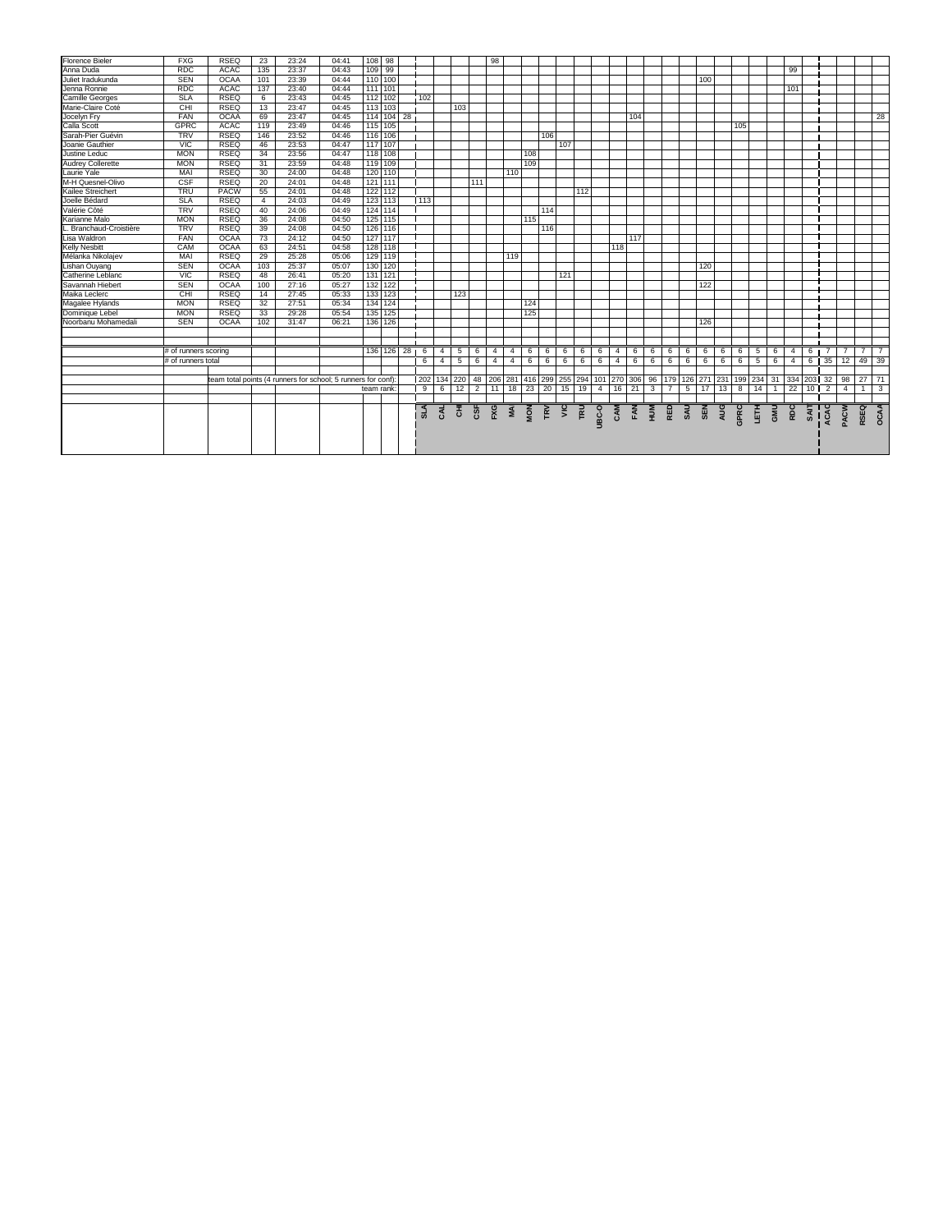| | | | | | | | | | | | | | | | | | | | | | | | | | | | | | | | | | | | |
|---|---|---|---|---|---|---|---|---|---|---|---|---|---|---|---|---|---|---|---|---|---|---|---|---|---|---|---|---|---|---|---|---|---|---|---|
| Florence Bieler | FXG | RSEQ | 23 | 23:24 | 04:41 | 108 | 98 | | | | | | 98 | | | | | | | | | | | | | | | | | | | | | | |
| Anna Duda | RDC | ACAC | 135 | 23:37 | 04:43 | 109 | 99 | | | | | | | | | | | | | | | | | | | | | | | 99 | | | | | |
| Juliet Iradukunda | SEN | OCAA | 101 | 23:39 | 04:44 | 110 | 100 | | | | | | | | | | | | | | | | | | | 100 | | | | | | | | | |
| Jenna Ronnie | RDC | ACAC | 137 | 23:40 | 04:44 | 111 | 101 | | | | | | | | | | | | | | | | | | | | | | | 101 | | | | | |
| Camille Georges | SLA | RSEQ | 6 | 23:43 | 04:45 | 112 | 102 | | 102 | | | | | | | | | | | | | | | | | | | | | | | | | | |
| Marie-Claire Coté | CHI | RSEQ | 13 | 23:47 | 04:45 | 113 | 103 | | | | 103 | | | | | | | | | | | | | | | | | | | | | | | | |
| Jocelyn Fry | FAN | OCAA | 69 | 23:47 | 04:45 | 114 | 104 | 28 | | | | | | | | | | | | | 104 | | | | | | | | | | | | | | 28 |
| Calla Scott | GPRC | ACAC | 119 | 23:49 | 04:46 | 115 | 105 | | | | | | | | | | | | | | | | | | | | | 105 | | | | | | | |
| Sarah-Pier Guévin | TRV | RSEQ | 146 | 23:52 | 04:46 | 116 | 106 | | | | | | | | | 106 | | | | | | | | | | | | | | | | | | | |
| Joanie Gauthier | VIC | RSEQ | 46 | 23:53 | 04:47 | 117 | 107 | | | | | | | | | | 107 | | | | | | | | | | | | | | | | | | |
| Justine Leduc | MON | RSEQ | 34 | 23:56 | 04:47 | 118 | 108 | | | | | | | | 108 | | | | | | | | | | | | | | | | | | | | |
| Audrey Collerette | MON | RSEQ | 31 | 23:59 | 04:48 | 119 | 109 | | | | | | | | 109 | | | | | | | | | | | | | | | | | | | | |
| Laurie Yale | MAI | RSEQ | 30 | 24:00 | 04:48 | 120 | 110 | | | | | | | 110 | | | | | | | | | | | | | | | | | | | | | |
| M-H Quesnel-Olivo | CSF | RSEQ | 20 | 24:01 | 04:48 | 121 | 111 | | | | | 111 | | | | | | | | | | | | | | | | | | | | | | | |
| Kailee Streichert | TRU | PACW | 55 | 24:01 | 04:48 | 122 | 112 | | | | | | | | | | | 112 | | | | | | | | | | | | | | | | | |
| Joelle Bédard | SLA | RSEQ | 4 | 24:03 | 04:49 | 123 | 113 | | 113 | | | | | | | | | | | | | | | | | | | | | | | | | | |
| Valérie Côté | TRV | RSEQ | 40 | 24:06 | 04:49 | 124 | 114 | | | | | | | | | 114 | | | | | | | | | | | | | | | | | | | |
| Karianne Malo | MON | RSEQ | 36 | 24:08 | 04:50 | 125 | 115 | | | | | | | | 115 | | | | | | | | | | | | | | | | | | | | |
| L. Branchaud-Croistière | TRV | RSEQ | 39 | 24:08 | 04:50 | 126 | 116 | | | | | | | | | 116 | | | | | | | | | | | | | | | | | | | |
| Lisa Waldron | FAN | OCAA | 73 | 24:12 | 04:50 | 127 | 117 | | | | | | | | | | | | | | 117 | | | | | | | | | | | | | | |
| Kelly Nesbitt | CAM | OCAA | 63 | 24:51 | 04:58 | 128 | 118 | | | | | | | | | | | | | 118 | | | | | | | | | | | | | | | |
| Mélanka Nikolajev | MAI | RSEQ | 29 | 25:28 | 05:06 | 129 | 119 | | | | | | | 119 | | | | | | | | | | | | | | | | | | | | | |
| Lishan Ouyang | SEN | OCAA | 103 | 25:37 | 05:07 | 130 | 120 | | | | | | | | | | | | | | | | | | | 120 | | | | | | | | | |
| Catherine Leblanc | VIC | RSEQ | 48 | 26:41 | 05:20 | 131 | 121 | | | | | | | | | | 121 | | | | | | | | | | | | | | | | | | |
| Savannah Hiebert | SEN | OCAA | 100 | 27:16 | 05:27 | 132 | 122 | | | | | | | | | | | | | | | | | | | 122 | | | | | | | | | |
| Maika Leclerc | CHI | RSEQ | 14 | 27:45 | 05:33 | 133 | 123 | | | | 123 | | | | | | | | | | | | | | | | | | | | | | | | |
| Magalee Hylands | MON | RSEQ | 32 | 27:51 | 05:34 | 134 | 124 | | | | | | | | 124 | | | | | | | | | | | | | | | | | | | | |
| Dominique Lebel | MON | RSEQ | 33 | 29:28 | 05:54 | 135 | 125 | | | | | | | | 125 | | | | | | | | | | | | | | | | | | | | |
| Noorbanu Mohamedali | SEN | OCAA | 102 | 31:47 | 06:21 | 136 | 126 | | | | | | | | | | | | | | | | | | | 126 | | | | | | | | | |
| | # of runners scoring | | | | | 136 | 126 | 28 | 6 | 4 | 5 | 6 | 4 | 4 | 6 | 6 | 6 | 6 | 6 | 4 | 6 | 6 | 6 | 6 | 6 | 6 | 6 | 5 | 6 | 4 | 6 | 7 | 7 | 7 | 7 |
| | # of runners total | | | | | | | | 6 | 4 | 5 | 6 | 4 | 4 | 6 | 6 | 6 | 6 | 6 | 4 | 6 | 6 | 6 | 6 | 6 | 6 | 6 | 5 | 6 | 4 | 6 | 35 | 12 | 49 | 39 |
| | team total points (4 runners for school; 5 runners for conf): | | | | | | | | 202 | 134 | 220 | 48 | 206 | 281 | 416 | 299 | 255 | 294 | 101 | 270 | 306 | 96 | 179 | 126 | 271 | 231 | 199 | 234 | 31 | 334 | 203 | 32 | 98 | 27 | 71 |
| | | | | | team rank: | | | | 9 | 6 | 12 | 2 | 11 | 18 | 23 | 20 | 15 | 19 | 4 | 16 | 21 | 3 | 7 | 5 | 17 | 13 | 8 | 14 | 1 | 22 | 10 | 2 | 4 | 1 | 3 |
| | | | | | | | | | SLA | CAL | CHI | CSF | FXG | MAI | MON | TRV | VIC | TRU | UBC-O | CAM | FAN | HUM | RED | SAU | SEN | AUG | GPRC | LETH | GMU | RDC | SAIT | ACAC | PACW | RSEQ | OCAA |